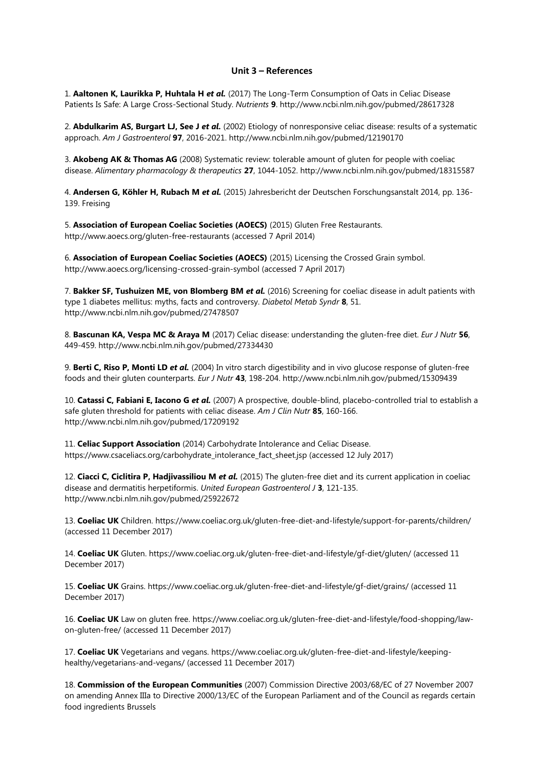## Unit 3 – References

1. **Aaltonen K, Laurikka P, Huhtala H *et al.*** (2017) The Long-Term Consumption of Oats in Celiac Disease Patients Is Safe: A Large Cross-Sectional Study. *Nutrients* **9**. http://www.ncbi.nlm.nih.gov/pubmed/28617328

2. **Abdulkarim AS, Burgart LJ, See J *et al.*** (2002) Etiology of nonresponsive celiac disease: results of a systematic approach. *Am J Gastroenterol* **97**, 2016-2021. http://www.ncbi.nlm.nih.gov/pubmed/12190170

3. **Akobeng AK & Thomas AG** (2008) Systematic review: tolerable amount of gluten for people with coeliac disease. *Alimentary pharmacology & therapeutics* **27**, 1044-1052. http://www.ncbi.nlm.nih.gov/pubmed/18315587

4. **Andersen G, Köhler H, Rubach M *et al.*** (2015) Jahresbericht der Deutschen Forschungsanstalt 2014, pp. 136-139. Freising

5. **Association of European Coeliac Societies (AOECS)** (2015) Gluten Free Restaurants. http://www.aoecs.org/gluten-free-restaurants (accessed 7 April 2014)

6. **Association of European Coeliac Societies (AOECS)** (2015) Licensing the Crossed Grain symbol. http://www.aoecs.org/licensing-crossed-grain-symbol (accessed 7 April 2017)

7. **Bakker SF, Tushuizen ME, von Blomberg BM *et al.*** (2016) Screening for coeliac disease in adult patients with type 1 diabetes mellitus: myths, facts and controversy. *Diabetol Metab Syndr* **8**, 51. http://www.ncbi.nlm.nih.gov/pubmed/27478507

8. **Bascunan KA, Vespa MC & Araya M** (2017) Celiac disease: understanding the gluten-free diet. *Eur J Nutr* **56**, 449-459. http://www.ncbi.nlm.nih.gov/pubmed/27334430

9. **Berti C, Riso P, Monti LD *et al.*** (2004) In vitro starch digestibility and in vivo glucose response of gluten-free foods and their gluten counterparts. *Eur J Nutr* **43**, 198-204. http://www.ncbi.nlm.nih.gov/pubmed/15309439

10. **Catassi C, Fabiani E, Iacono G *et al.*** (2007) A prospective, double-blind, placebo-controlled trial to establish a safe gluten threshold for patients with celiac disease. *Am J Clin Nutr* **85**, 160-166. http://www.ncbi.nlm.nih.gov/pubmed/17209192

11. **Celiac Support Association** (2014) Carbohydrate Intolerance and Celiac Disease. https://www.csaceliacs.org/carbohydrate_intolerance_fact_sheet.jsp (accessed 12 July 2017)

12. **Ciacci C, Ciclitira P, Hadjivassiliou M *et al.*** (2015) The gluten-free diet and its current application in coeliac disease and dermatitis herpetiformis. *United European Gastroenterol J* **3**, 121-135. http://www.ncbi.nlm.nih.gov/pubmed/25922672

13. **Coeliac UK** Children. https://www.coeliac.org.uk/gluten-free-diet-and-lifestyle/support-for-parents/children/ (accessed 11 December 2017)

14. **Coeliac UK** Gluten. https://www.coeliac.org.uk/gluten-free-diet-and-lifestyle/gf-diet/gluten/ (accessed 11 December 2017)

15. **Coeliac UK** Grains. https://www.coeliac.org.uk/gluten-free-diet-and-lifestyle/gf-diet/grains/ (accessed 11 December 2017)

16. **Coeliac UK** Law on gluten free. https://www.coeliac.org.uk/gluten-free-diet-and-lifestyle/food-shopping/law-on-gluten-free/ (accessed 11 December 2017)

17. **Coeliac UK** Vegetarians and vegans. https://www.coeliac.org.uk/gluten-free-diet-and-lifestyle/keeping-healthy/vegetarians-and-vegans/ (accessed 11 December 2017)

18. **Commission of the European Communities** (2007) Commission Directive 2003/68/EC of 27 November 2007 on amending Annex IIIa to Directive 2000/13/EC of the European Parliament and of the Council as regards certain food ingredients Brussels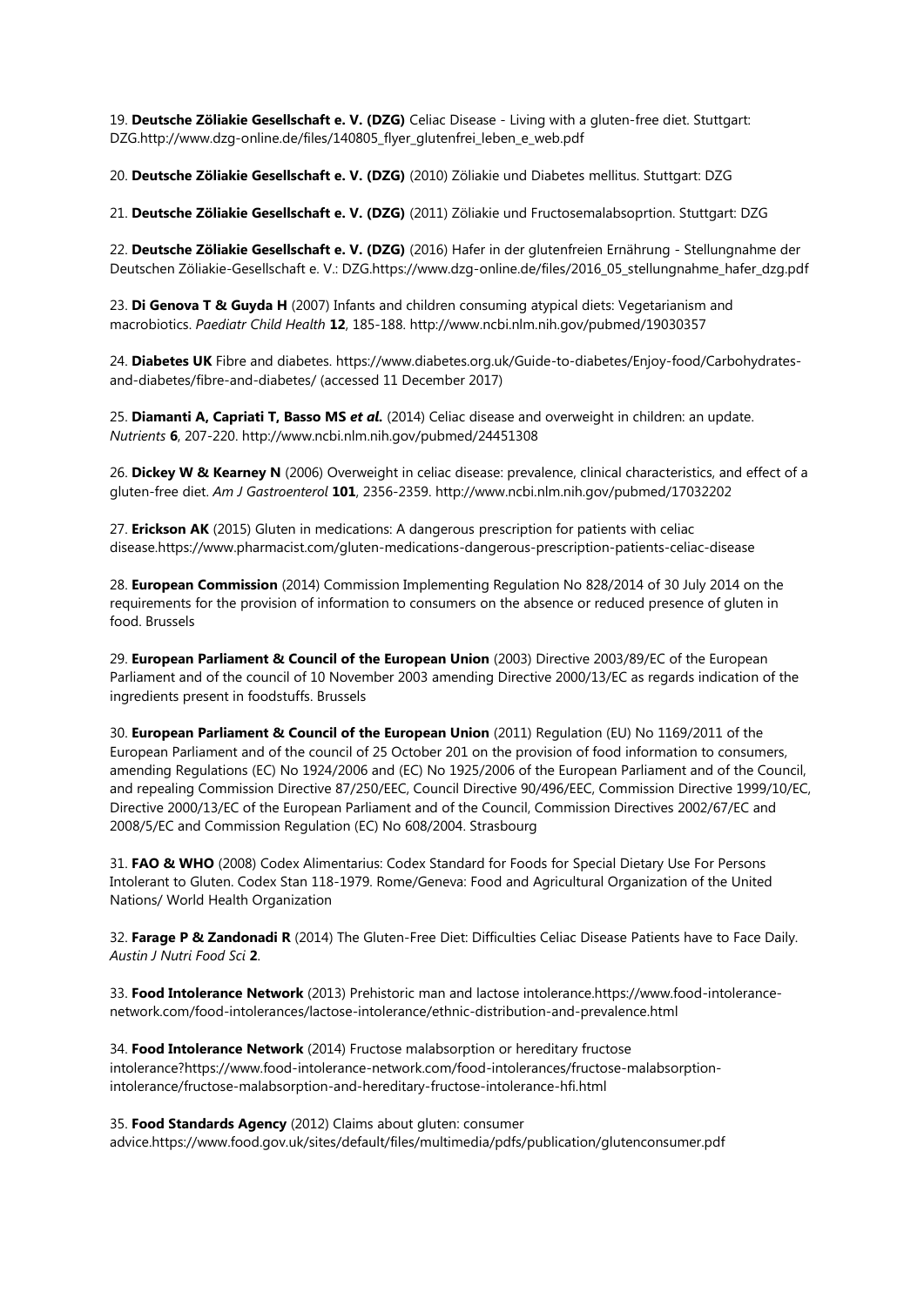19. **Deutsche Zöliakie Gesellschaft e. V. (DZG)** Celiac Disease - Living with a gluten-free diet. Stuttgart: DZG.http://www.dzg-online.de/files/140805_flyer_glutenfrei_leben_e_web.pdf

20. **Deutsche Zöliakie Gesellschaft e. V. (DZG)** (2010) Zöliakie und Diabetes mellitus. Stuttgart: DZG

21. **Deutsche Zöliakie Gesellschaft e. V. (DZG)** (2011) Zöliakie und Fructosemalabsoprtion. Stuttgart: DZG

22. **Deutsche Zöliakie Gesellschaft e. V. (DZG)** (2016) Hafer in der glutenfreien Ernährung - Stellungnahme der Deutschen Zöliakie-Gesellschaft e. V.: DZG.https://www.dzg-online.de/files/2016_05_stellungnahme_hafer_dzg.pdf

23. **Di Genova T & Guyda H** (2007) Infants and children consuming atypical diets: Vegetarianism and macrobiotics. *Paediatr Child Health* **12**, 185-188. http://www.ncbi.nlm.nih.gov/pubmed/19030357

24. **Diabetes UK** Fibre and diabetes. https://www.diabetes.org.uk/Guide-to-diabetes/Enjoy-food/Carbohydrates-and-diabetes/fibre-and-diabetes/ (accessed 11 December 2017)

25. **Diamanti A, Capriati T, Basso MS *et al.*** (2014) Celiac disease and overweight in children: an update. *Nutrients* **6**, 207-220. http://www.ncbi.nlm.nih.gov/pubmed/24451308

26. **Dickey W & Kearney N** (2006) Overweight in celiac disease: prevalence, clinical characteristics, and effect of a gluten-free diet. *Am J Gastroenterol* **101**, 2356-2359. http://www.ncbi.nlm.nih.gov/pubmed/17032202

27. **Erickson AK** (2015) Gluten in medications: A dangerous prescription for patients with celiac disease.https://www.pharmacist.com/gluten-medications-dangerous-prescription-patients-celiac-disease

28. **European Commission** (2014) Commission Implementing Regulation No 828/2014 of 30 July 2014 on the requirements for the provision of information to consumers on the absence or reduced presence of gluten in food. Brussels

29. **European Parliament & Council of the European Union** (2003) Directive 2003/89/EC of the European Parliament and of the council of 10 November 2003 amending Directive 2000/13/EC as regards indication of the ingredients present in foodstuffs. Brussels

30. **European Parliament & Council of the European Union** (2011) Regulation (EU) No 1169/2011 of the European Parliament and of the council of 25 October 201 on the provision of food information to consumers, amending Regulations (EC) No 1924/2006 and (EC) No 1925/2006 of the European Parliament and of the Council, and repealing Commission Directive 87/250/EEC, Council Directive 90/496/EEC, Commission Directive 1999/10/EC, Directive 2000/13/EC of the European Parliament and of the Council, Commission Directives 2002/67/EC and 2008/5/EC and Commission Regulation (EC) No 608/2004. Strasbourg

31. **FAO & WHO** (2008) Codex Alimentarius: Codex Standard for Foods for Special Dietary Use For Persons Intolerant to Gluten. Codex Stan 118-1979. Rome/Geneva: Food and Agricultural Organization of the United Nations/ World Health Organization

32. **Farage P & Zandonadi R** (2014) The Gluten-Free Diet: Difficulties Celiac Disease Patients have to Face Daily. *Austin J Nutri Food Sci* **2**.

33. **Food Intolerance Network** (2013) Prehistoric man and lactose intolerance.https://www.food-intolerance-network.com/food-intolerances/lactose-intolerance/ethnic-distribution-and-prevalence.html

34. **Food Intolerance Network** (2014) Fructose malabsorption or hereditary fructose intolerance?https://www.food-intolerance-network.com/food-intolerances/fructose-malabsorption-intolerance/fructose-malabsorption-and-hereditary-fructose-intolerance-hfi.html

35. **Food Standards Agency** (2012) Claims about gluten: consumer advice.https://www.food.gov.uk/sites/default/files/multimedia/pdfs/publication/glutenconsumer.pdf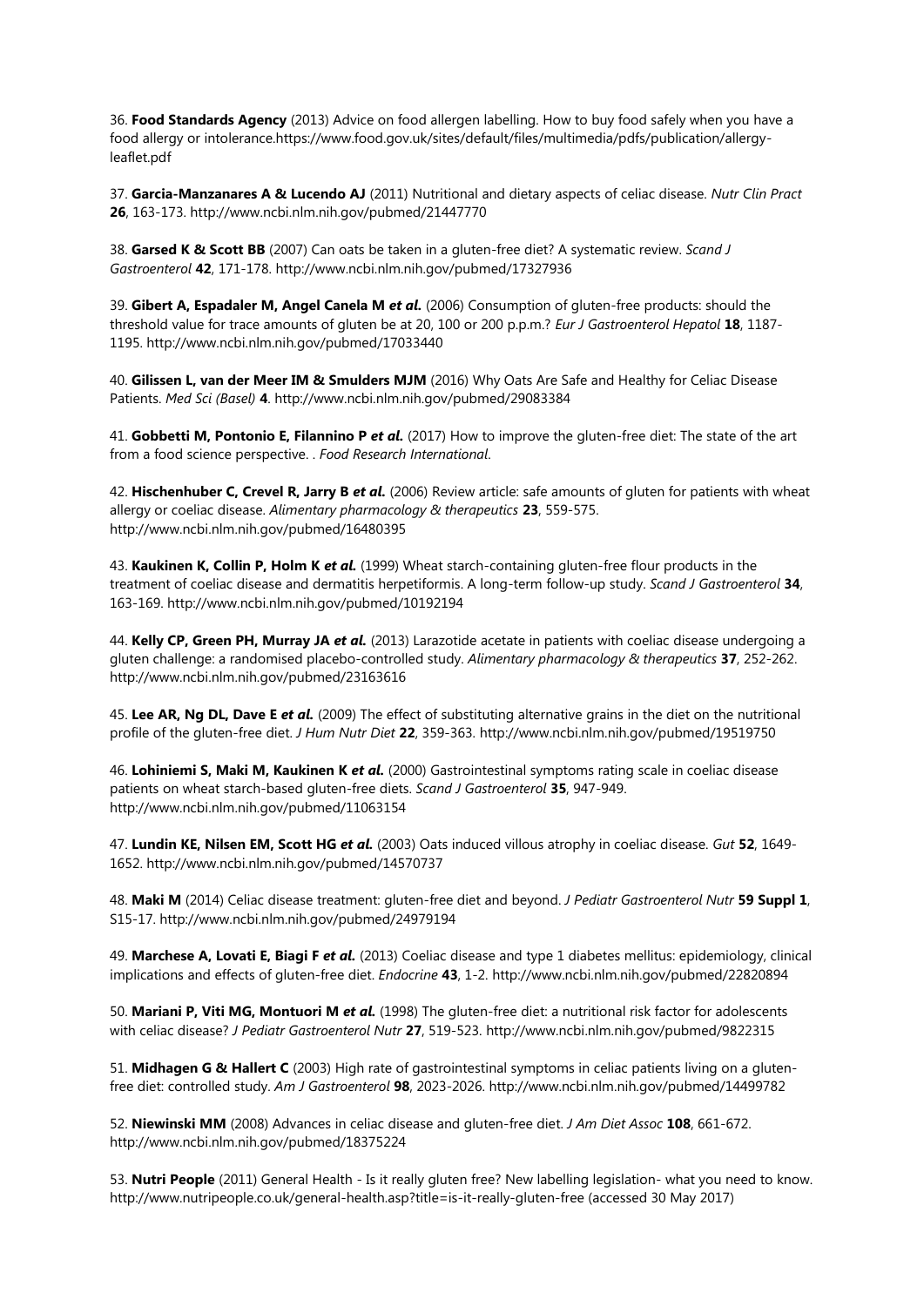36. **Food Standards Agency** (2013) Advice on food allergen labelling. How to buy food safely when you have a food allergy or intolerance.https://www.food.gov.uk/sites/default/files/multimedia/pdfs/publication/allergy-leaflet.pdf

37. **Garcia-Manzanares A & Lucendo AJ** (2011) Nutritional and dietary aspects of celiac disease. *Nutr Clin Pract* **26**, 163-173. http://www.ncbi.nlm.nih.gov/pubmed/21447770

38. **Garsed K & Scott BB** (2007) Can oats be taken in a gluten-free diet? A systematic review. *Scand J Gastroenterol* **42**, 171-178. http://www.ncbi.nlm.nih.gov/pubmed/17327936

39. **Gibert A, Espadaler M, Angel Canela M *et al.*** (2006) Consumption of gluten-free products: should the threshold value for trace amounts of gluten be at 20, 100 or 200 p.p.m.? *Eur J Gastroenterol Hepatol* **18**, 1187-1195. http://www.ncbi.nlm.nih.gov/pubmed/17033440

40. **Gilissen L, van der Meer IM & Smulders MJM** (2016) Why Oats Are Safe and Healthy for Celiac Disease Patients. *Med Sci (Basel)* **4**. http://www.ncbi.nlm.nih.gov/pubmed/29083384

41. **Gobbetti M, Pontonio E, Filannino P *et al.*** (2017) How to improve the gluten-free diet: The state of the art from a food science perspective. . *Food Research International*.

42. **Hischenhuber C, Crevel R, Jarry B *et al.*** (2006) Review article: safe amounts of gluten for patients with wheat allergy or coeliac disease. *Alimentary pharmacology & therapeutics* **23**, 559-575. http://www.ncbi.nlm.nih.gov/pubmed/16480395

43. **Kaukinen K, Collin P, Holm K *et al.*** (1999) Wheat starch-containing gluten-free flour products in the treatment of coeliac disease and dermatitis herpetiformis. A long-term follow-up study. *Scand J Gastroenterol* **34**, 163-169. http://www.ncbi.nlm.nih.gov/pubmed/10192194

44. **Kelly CP, Green PH, Murray JA *et al.*** (2013) Larazotide acetate in patients with coeliac disease undergoing a gluten challenge: a randomised placebo-controlled study. *Alimentary pharmacology & therapeutics* **37**, 252-262. http://www.ncbi.nlm.nih.gov/pubmed/23163616

45. **Lee AR, Ng DL, Dave E *et al.*** (2009) The effect of substituting alternative grains in the diet on the nutritional profile of the gluten-free diet. *J Hum Nutr Diet* **22**, 359-363. http://www.ncbi.nlm.nih.gov/pubmed/19519750

46. **Lohiniemi S, Maki M, Kaukinen K *et al.*** (2000) Gastrointestinal symptoms rating scale in coeliac disease patients on wheat starch-based gluten-free diets. *Scand J Gastroenterol* **35**, 947-949. http://www.ncbi.nlm.nih.gov/pubmed/11063154

47. **Lundin KE, Nilsen EM, Scott HG *et al.*** (2003) Oats induced villous atrophy in coeliac disease. *Gut* **52**, 1649-1652. http://www.ncbi.nlm.nih.gov/pubmed/14570737

48. **Maki M** (2014) Celiac disease treatment: gluten-free diet and beyond. *J Pediatr Gastroenterol Nutr* **59 Suppl 1**, S15-17. http://www.ncbi.nlm.nih.gov/pubmed/24979194

49. **Marchese A, Lovati E, Biagi F *et al.*** (2013) Coeliac disease and type 1 diabetes mellitus: epidemiology, clinical implications and effects of gluten-free diet. *Endocrine* **43**, 1-2. http://www.ncbi.nlm.nih.gov/pubmed/22820894

50. **Mariani P, Viti MG, Montuori M *et al.*** (1998) The gluten-free diet: a nutritional risk factor for adolescents with celiac disease? *J Pediatr Gastroenterol Nutr* **27**, 519-523. http://www.ncbi.nlm.nih.gov/pubmed/9822315

51. **Midhagen G & Hallert C** (2003) High rate of gastrointestinal symptoms in celiac patients living on a gluten-free diet: controlled study. *Am J Gastroenterol* **98**, 2023-2026. http://www.ncbi.nlm.nih.gov/pubmed/14499782

52. **Niewinski MM** (2008) Advances in celiac disease and gluten-free diet. *J Am Diet Assoc* **108**, 661-672. http://www.ncbi.nlm.nih.gov/pubmed/18375224

53. **Nutri People** (2011) General Health - Is it really gluten free? New labelling legislation- what you need to know. http://www.nutripeople.co.uk/general-health.asp?title=is-it-really-gluten-free (accessed 30 May 2017)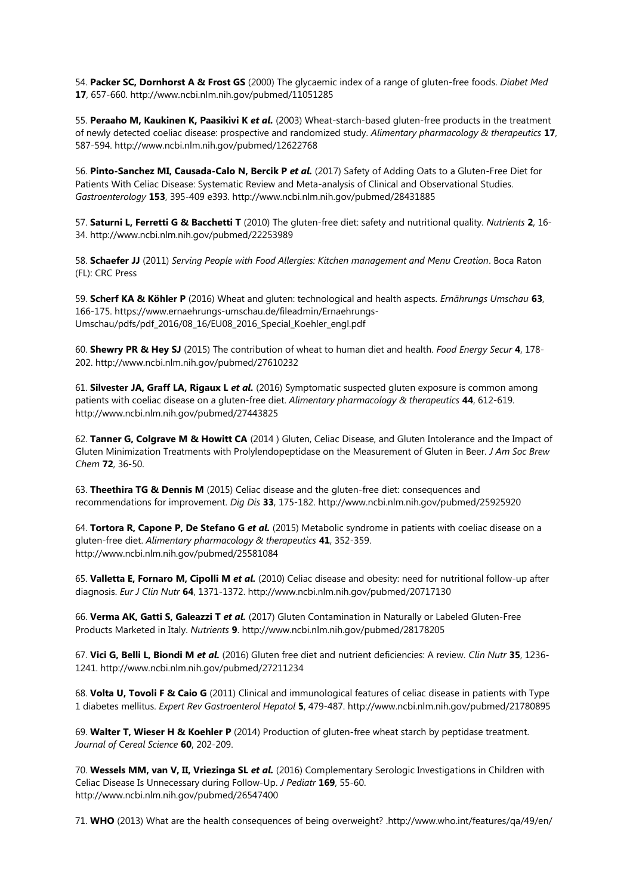54. **Packer SC, Dornhorst A & Frost GS** (2000) The glycaemic index of a range of gluten-free foods. *Diabet Med* **17**, 657-660. http://www.ncbi.nlm.nih.gov/pubmed/11051285

55. **Peraaho M, Kaukinen K, Paasikivi K *et al.*** (2003) Wheat-starch-based gluten-free products in the treatment of newly detected coeliac disease: prospective and randomized study. *Alimentary pharmacology & therapeutics* **17**, 587-594. http://www.ncbi.nlm.nih.gov/pubmed/12622768

56. **Pinto-Sanchez MI, Causada-Calo N, Bercik P *et al.*** (2017) Safety of Adding Oats to a Gluten-Free Diet for Patients With Celiac Disease: Systematic Review and Meta-analysis of Clinical and Observational Studies. *Gastroenterology* **153**, 395-409 e393. http://www.ncbi.nlm.nih.gov/pubmed/28431885

57. **Saturni L, Ferretti G & Bacchetti T** (2010) The gluten-free diet: safety and nutritional quality. *Nutrients* **2**, 16-34. http://www.ncbi.nlm.nih.gov/pubmed/22253989

58. **Schaefer JJ** (2011) *Serving People with Food Allergies: Kitchen management and Menu Creation*. Boca Raton (FL): CRC Press

59. **Scherf KA & Köhler P** (2016) Wheat and gluten: technological and health aspects. *Ernährungs Umschau* **63**, 166-175. https://www.ernaehrungs-umschau.de/fileadmin/Ernaehrungs-Umschau/pdfs/pdf_2016/08_16/EU08_2016_Special_Koehler_engl.pdf

60. **Shewry PR & Hey SJ** (2015) The contribution of wheat to human diet and health. *Food Energy Secur* **4**, 178-202. http://www.ncbi.nlm.nih.gov/pubmed/27610232

61. **Silvester JA, Graff LA, Rigaux L *et al.*** (2016) Symptomatic suspected gluten exposure is common among patients with coeliac disease on a gluten-free diet. *Alimentary pharmacology & therapeutics* **44**, 612-619. http://www.ncbi.nlm.nih.gov/pubmed/27443825

62. **Tanner G, Colgrave M & Howitt CA** (2014 ) Gluten, Celiac Disease, and Gluten Intolerance and the Impact of Gluten Minimization Treatments with Prolylendopeptidase on the Measurement of Gluten in Beer. *J Am Soc Brew Chem* **72**, 36-50.

63. **Theethira TG & Dennis M** (2015) Celiac disease and the gluten-free diet: consequences and recommendations for improvement. *Dig Dis* **33**, 175-182. http://www.ncbi.nlm.nih.gov/pubmed/25925920

64. **Tortora R, Capone P, De Stefano G *et al.*** (2015) Metabolic syndrome in patients with coeliac disease on a gluten-free diet. *Alimentary pharmacology & therapeutics* **41**, 352-359. http://www.ncbi.nlm.nih.gov/pubmed/25581084

65. **Valletta E, Fornaro M, Cipolli M *et al.*** (2010) Celiac disease and obesity: need for nutritional follow-up after diagnosis. *Eur J Clin Nutr* **64**, 1371-1372. http://www.ncbi.nlm.nih.gov/pubmed/20717130

66. **Verma AK, Gatti S, Galeazzi T *et al.*** (2017) Gluten Contamination in Naturally or Labeled Gluten-Free Products Marketed in Italy. *Nutrients* **9**. http://www.ncbi.nlm.nih.gov/pubmed/28178205

67. **Vici G, Belli L, Biondi M *et al.*** (2016) Gluten free diet and nutrient deficiencies: A review. *Clin Nutr* **35**, 1236-1241. http://www.ncbi.nlm.nih.gov/pubmed/27211234

68. **Volta U, Tovoli F & Caio G** (2011) Clinical and immunological features of celiac disease in patients with Type 1 diabetes mellitus. *Expert Rev Gastroenterol Hepatol* **5**, 479-487. http://www.ncbi.nlm.nih.gov/pubmed/21780895

69. **Walter T, Wieser H & Koehler P** (2014) Production of gluten-free wheat starch by peptidase treatment. *Journal of Cereal Science* **60**, 202-209.

70. **Wessels MM, van V, II, Vriezinga SL *et al.*** (2016) Complementary Serologic Investigations in Children with Celiac Disease Is Unnecessary during Follow-Up. *J Pediatr* **169**, 55-60. http://www.ncbi.nlm.nih.gov/pubmed/26547400

71. **WHO** (2013) What are the health consequences of being overweight? .http://www.who.int/features/qa/49/en/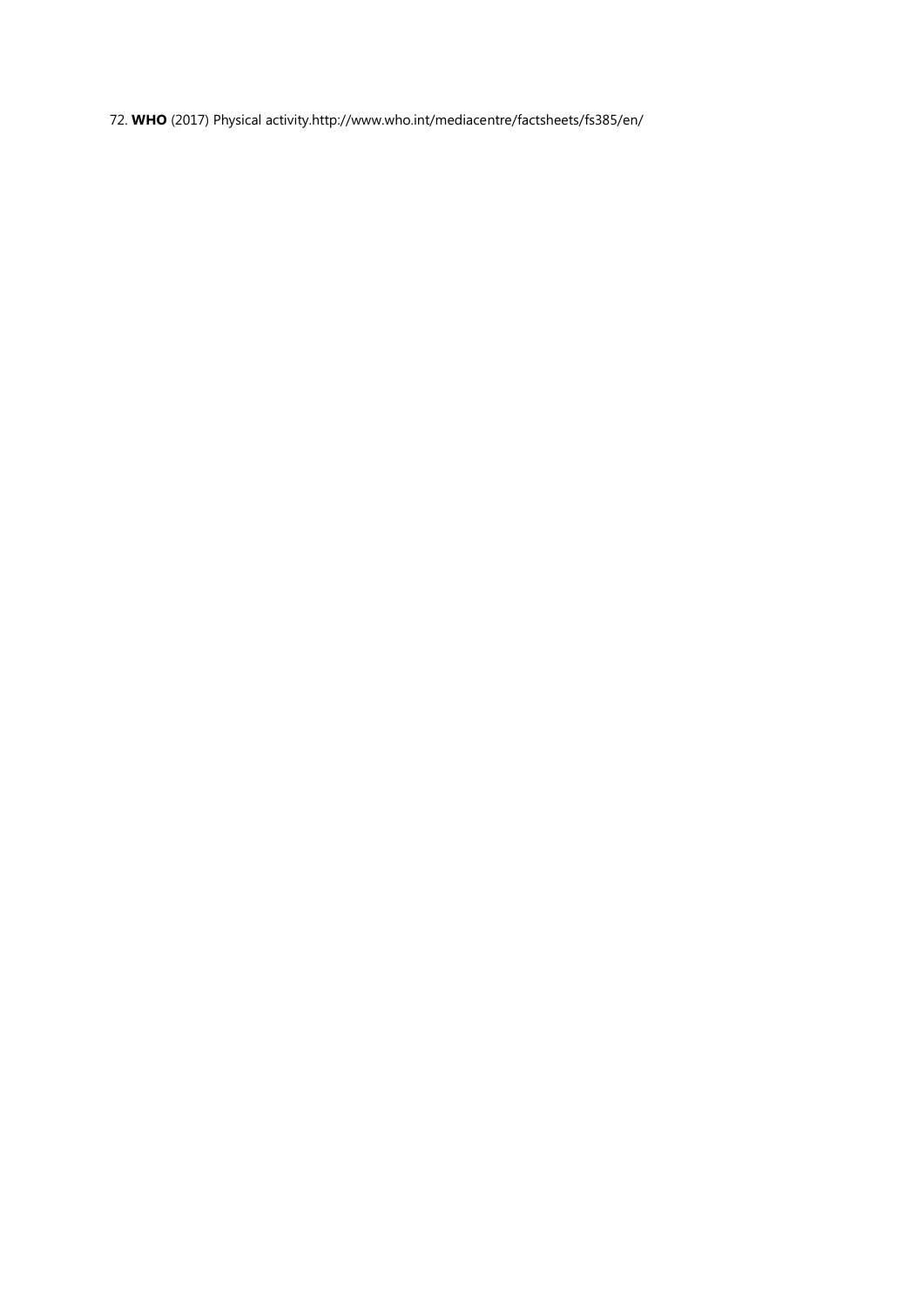72. **WHO** (2017) Physical activity.http://www.who.int/mediacentre/factsheets/fs385/en/